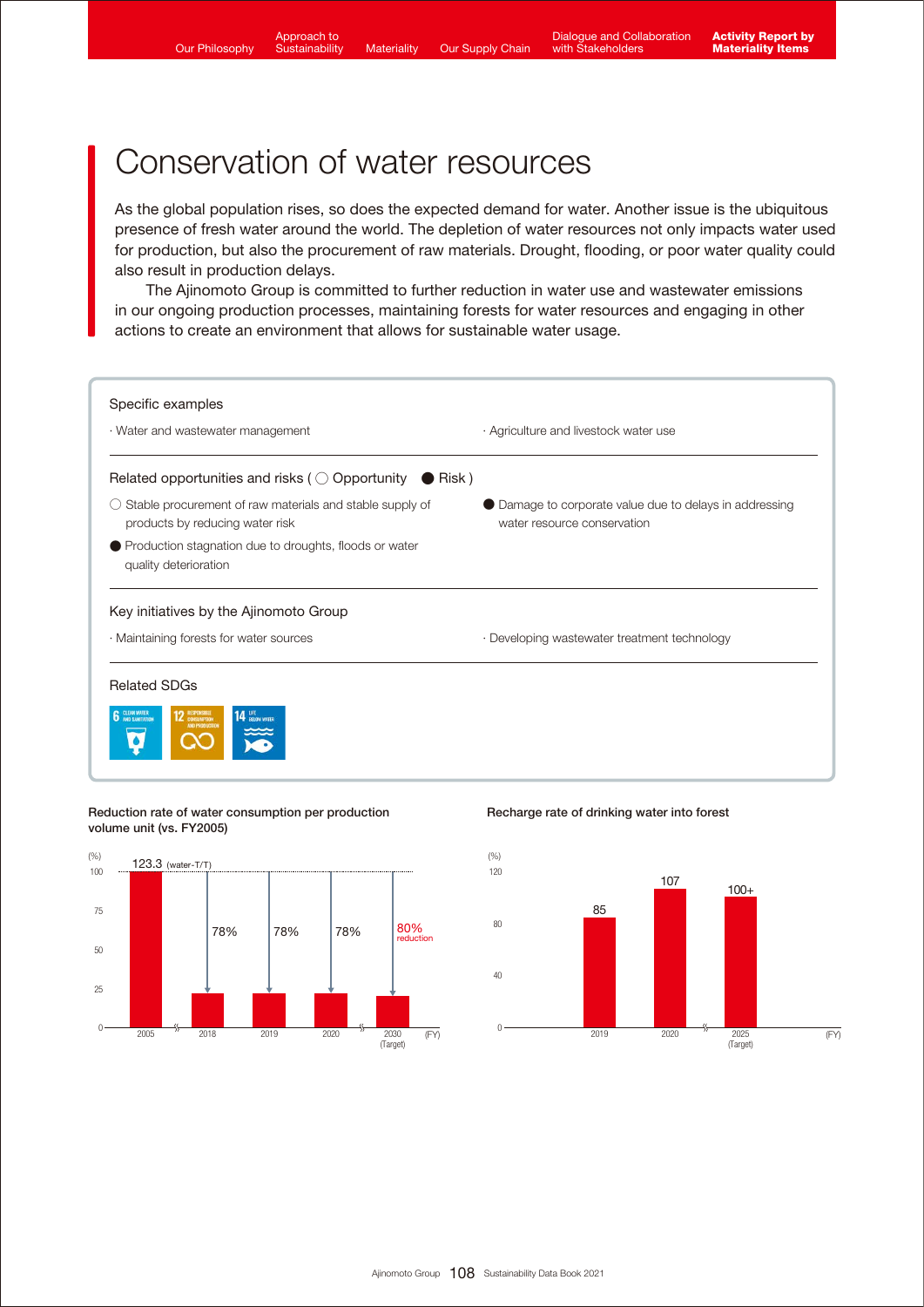# Conservation of water resources

As the global population rises, so does the expected demand for water. Another issue is the ubiquitous presence of fresh water around the world. The depletion of water resources not only impacts water used for production, but also the procurement of raw materials. Drought, flooding, or poor water quality could also result in production delays.

The Ajinomoto Group is committed to further reduction in water use and wastewater emissions in our ongoing production processes, maintaining forests for water resources and engaging in other actions to create an environment that allows for sustainable water usage.

### Specific examples

- Water and wastewater management
- Agriculture and livestock water use

### Related opportunities and risks (○ Opportunity ● Risk)

- ○ Stable procurement of raw materials and stable supply of products by reducing water risk
- ● Production stagnation due to droughts, floods or water quality deterioration
- ● Damage to corporate value due to delays in addressing water resource conservation

### Key initiatives by the Ajinomoto Group

- Maintaining forests for water sources
- Developing wastewater treatment technology

### Related SDGs

6 CLEAN WATER AND SANITATION, 12 RESPONSIBLE CONSUMPTION AND PRODUCTION, 14 LIFE BELOW WATER

**Reduction rate of water consumption per production volume unit (vs. FY2005)**

| FY | Value |
|---|---|
| 2005 | 123.3 (water-T/T) |
| 2018 | 78% |
| 2019 | 78% |
| 2020 | 78% |
| 2030 (Target) | 80% reduction |

**Recharge rate of drinking water into forest**

| FY | (%) |
|---|---|
| 2019 | 85 |
| 2020 | 107 |
| 2025 (Target) | 100+ |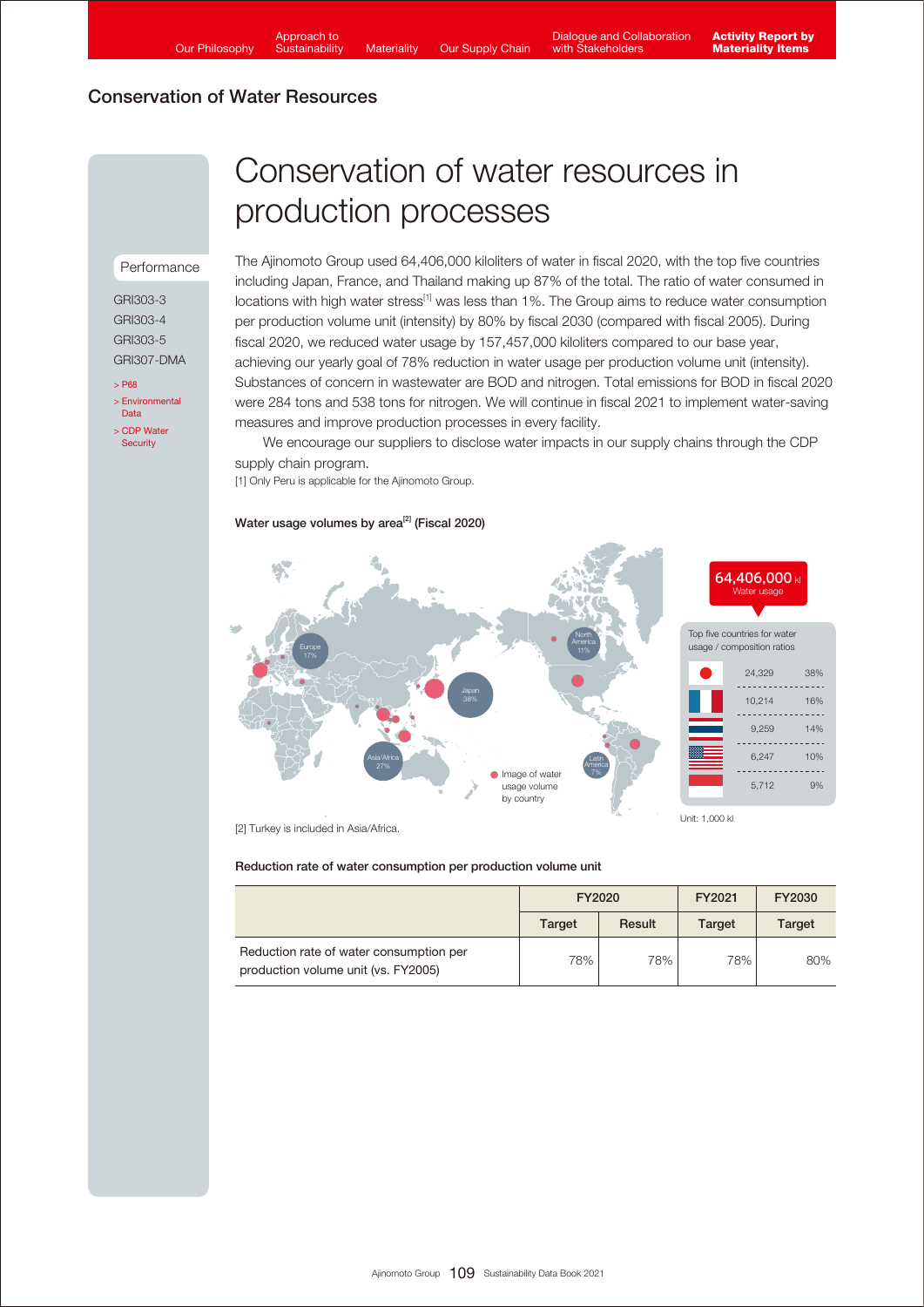## Conservation of Water Resources

# Conservation of water resources in production processes

Performance

GRI303-3
GRI303-4
GRI303-5
GRI307-DMA

> P68
> Environmental Data
> CDP Water Security

The Ajinomoto Group used 64,406,000 kiloliters of water in fiscal 2020, with the top five countries including Japan, France, and Thailand making up 87% of the total. The ratio of water consumed in locations with high water stress[1] was less than 1%. The Group aims to reduce water consumption per production volume unit (intensity) by 80% by fiscal 2030 (compared with fiscal 2005). During fiscal 2020, we reduced water usage by 157,457,000 kiloliters compared to our base year, achieving our yearly goal of 78% reduction in water usage per production volume unit (intensity). Substances of concern in wastewater are BOD and nitrogen. Total emissions for BOD in fiscal 2020 were 284 tons and 538 tons for nitrogen. We will continue in fiscal 2021 to implement water-saving measures and improve production processes in every facility.

We encourage our suppliers to disclose water impacts in our supply chains through the CDP supply chain program.

[1] Only Peru is applicable for the Ajinomoto Group.

### Water usage volumes by area[2] (Fiscal 2020)

Europe 17%, North America 11%, Japan 38%, Asia/Africa 27%, Latin America 7%

Image of water usage volume by country

64,406,000 kl Water usage

Top five countries for water usage / composition ratios

| Country | Volume | Ratio |
|---|---|---|
| Japan | 24,329 | 38% |
| France | 10,214 | 16% |
| Thailand | 9,259 | 14% |
| USA | 6,247 | 10% |
| Indonesia | 5,712 | 9% |

Unit: 1,000 kl

[2] Turkey is included in Asia/Africa.

### Reduction rate of water consumption per production volume unit

| | FY2020 | | FY2021 | FY2030 |
|---|---|---|---|---|
| | Target | Result | Target | Target |
| Reduction rate of water consumption per production volume unit (vs. FY2005) | 78% | 78% | 78% | 80% |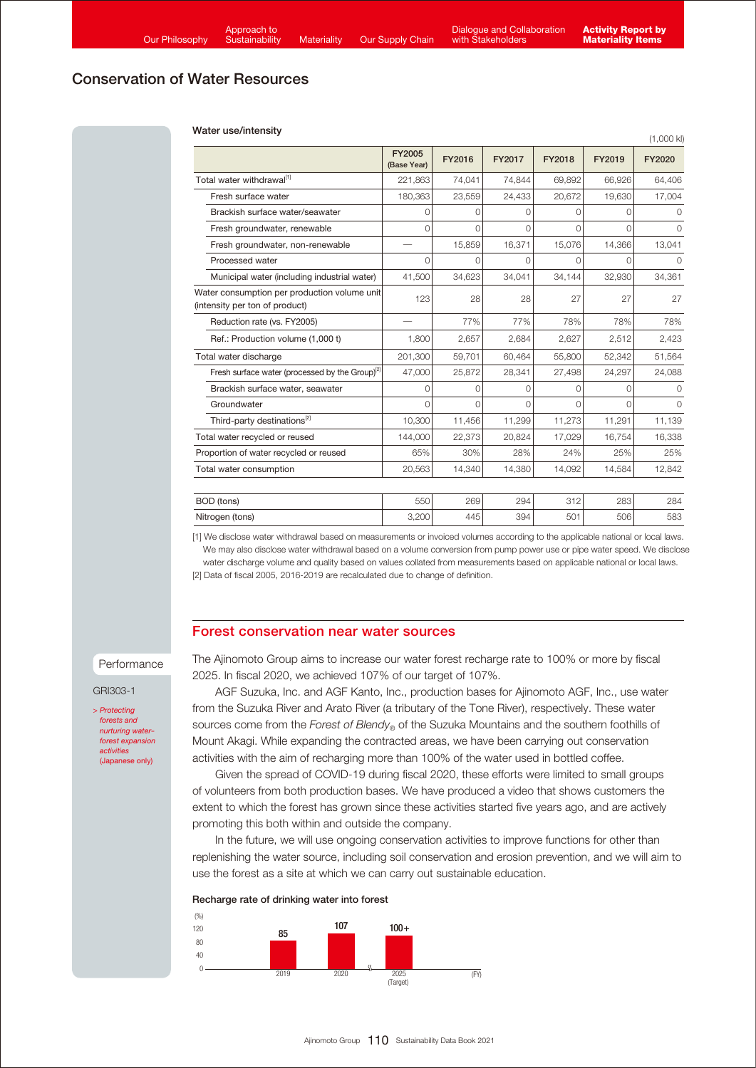## Conservation of Water Resources

**Water use/intensity**

(1,000 kl)

| | FY2005 (Base Year) | FY2016 | FY2017 | FY2018 | FY2019 | FY2020 |
|---|---|---|---|---|---|---|
| Total water withdrawal[1] | 221,863 | 74,041 | 74,844 | 69,892 | 66,926 | 64,406 |
| Fresh surface water | 180,363 | 23,559 | 24,433 | 20,672 | 19,630 | 17,004 |
| Brackish surface water/seawater | 0 | 0 | 0 | 0 | 0 | 0 |
| Fresh groundwater, renewable | 0 | 0 | 0 | 0 | 0 | 0 |
| Fresh groundwater, non-renewable | — | 15,859 | 16,371 | 15,076 | 14,366 | 13,041 |
| Processed water | 0 | 0 | 0 | 0 | 0 | 0 |
| Municipal water (including industrial water) | 41,500 | 34,623 | 34,041 | 34,144 | 32,930 | 34,361 |
| Water consumption per production volume unit (intensity per ton of product) | 123 | 28 | 28 | 27 | 27 | 27 |
| Reduction rate (vs. FY2005) | — | 77% | 77% | 78% | 78% | 78% |
| Ref.: Production volume (1,000 t) | 1,800 | 2,657 | 2,684 | 2,627 | 2,512 | 2,423 |
| Total water discharge | 201,300 | 59,701 | 60,464 | 55,800 | 52,342 | 51,564 |
| Fresh surface water (processed by the Group)[2] | 47,000 | 25,872 | 28,341 | 27,498 | 24,297 | 24,088 |
| Brackish surface water, seawater | 0 | 0 | 0 | 0 | 0 | 0 |
| Groundwater | 0 | 0 | 0 | 0 | 0 | 0 |
| Third-party destinations[2] | 10,300 | 11,456 | 11,299 | 11,273 | 11,291 | 11,139 |
| Total water recycled or reused | 144,000 | 22,373 | 20,824 | 17,029 | 16,754 | 16,338 |
| Proportion of water recycled or reused | 65% | 30% | 28% | 24% | 25% | 25% |
| Total water consumption | 20,563 | 14,340 | 14,380 | 14,092 | 14,584 | 12,842 |
| BOD (tons) | 550 | 269 | 294 | 312 | 283 | 284 |
| Nitrogen (tons) | 3,200 | 445 | 394 | 501 | 506 | 583 |

[1] We disclose water withdrawal based on measurements or invoiced volumes according to the applicable national or local laws. We may also disclose water withdrawal based on a volume conversion from pump power use or pipe water speed. We disclose water discharge volume and quality based on values collated from measurements based on applicable national or local laws.
[2] Data of fiscal 2005, 2016-2019 are recalculated due to change of definition.

### Forest conservation near water sources

Performance

GRI303-1

> *Protecting forests and nurturing water-forest expansion activities* (Japanese only)

The Ajinomoto Group aims to increase our water forest recharge rate to 100% or more by fiscal 2025. In fiscal 2020, we achieved 107% of our target of 107%.

AGF Suzuka, Inc. and AGF Kanto, Inc., production bases for Ajinomoto AGF, Inc., use water from the Suzuka River and Arato River (a tributary of the Tone River), respectively. These water sources come from the *Forest of Blendy*® of the Suzuka Mountains and the southern foothills of Mount Akagi. While expanding the contracted areas, we have been carrying out conservation activities with the aim of recharging more than 100% of the water used in bottled coffee.

Given the spread of COVID-19 during fiscal 2020, these efforts were limited to small groups of volunteers from both production bases. We have produced a video that shows customers the extent to which the forest has grown since these activities started five years ago, and are actively promoting this both within and outside the company.

In the future, we will use ongoing conservation activities to improve functions for other than replenishing the water source, including soil conservation and erosion prevention, and we will aim to use the forest as a site at which we can carry out sustainable education.

**Recharge rate of drinking water into forest**

(%)
120
80
40
0
85
107
100+
2019
2020
2025 (Target)
(FY)